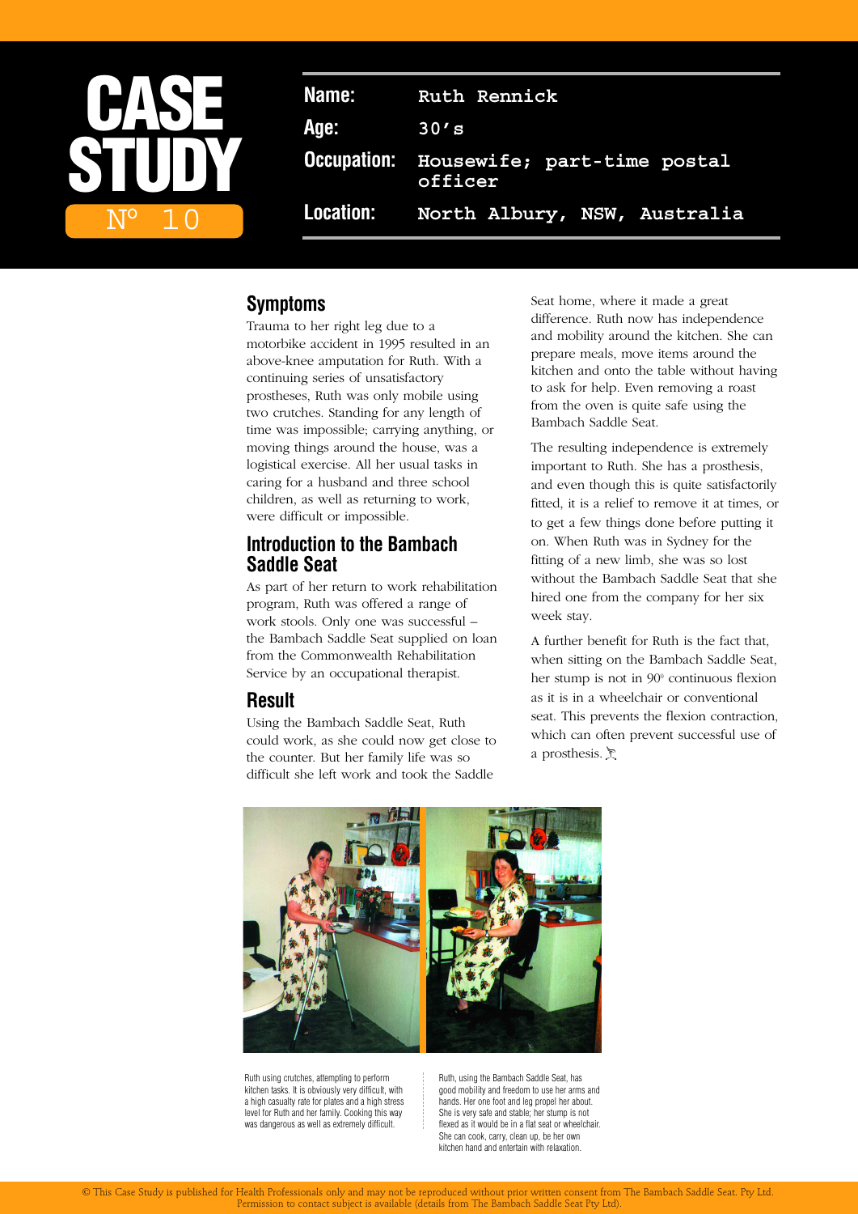# CASE STUDY Nº 10

| | |
|---|---|
| **Name:** | Ruth Rennick |
| **Age:** | 30's |
| **Occupation:** | Housewife; part-time postal officer |
| **Location:** | North Albury, NSW, Australia |

## Symptoms

Trauma to her right leg due to a motorbike accident in 1995 resulted in an above-knee amputation for Ruth. With a continuing series of unsatisfactory prostheses, Ruth was only mobile using two crutches. Standing for any length of time was impossible; carrying anything, or moving things around the house, was a logistical exercise. All her usual tasks in caring for a husband and three school children, as well as returning to work, were difficult or impossible.

## Introduction to the Bambach Saddle Seat

As part of her return to work rehabilitation program, Ruth was offered a range of work stools. Only one was successful – the Bambach Saddle Seat supplied on loan from the Commonwealth Rehabilitation Service by an occupational therapist.

## Result

Using the Bambach Saddle Seat, Ruth could work, as she could now get close to the counter. But her family life was so difficult she left work and took the Saddle Seat home, where it made a great difference. Ruth now has independence and mobility around the kitchen. She can prepare meals, move items around the kitchen and onto the table without having to ask for help. Even removing a roast from the oven is quite safe using the Bambach Saddle Seat.

The resulting independence is extremely important to Ruth. She has a prosthesis, and even though this is quite satisfactorily fitted, it is a relief to remove it at times, or to get a few things done before putting it on. When Ruth was in Sydney for the fitting of a new limb, she was so lost without the Bambach Saddle Seat that she hired one from the company for her six week stay.

A further benefit for Ruth is the fact that, when sitting on the Bambach Saddle Seat, her stump is not in 90° continuous flexion as it is in a wheelchair or conventional seat. This prevents the flexion contraction, which can often prevent successful use of a prosthesis.

Ruth using crutches, attempting to perform kitchen tasks. It is obviously very difficult, with a high casualty rate for plates and a high stress level for Ruth and her family. Cooking this way was dangerous as well as extremely difficult.

Ruth, using the Bambach Saddle Seat, has good mobility and freedom to use her arms and hands. Her one foot and leg propel her about. She is very safe and stable; her stump is not flexed as it would be in a flat seat or wheelchair. She can cook, carry, clean up, be her own kitchen hand and entertain with relaxation.

© This Case Study is published for Health Professionals only and may not be reproduced without prior written consent from The Bambach Saddle Seat. Pty Ltd. Permission to contact subject is available (details from The Bambach Saddle Seat Pty Ltd).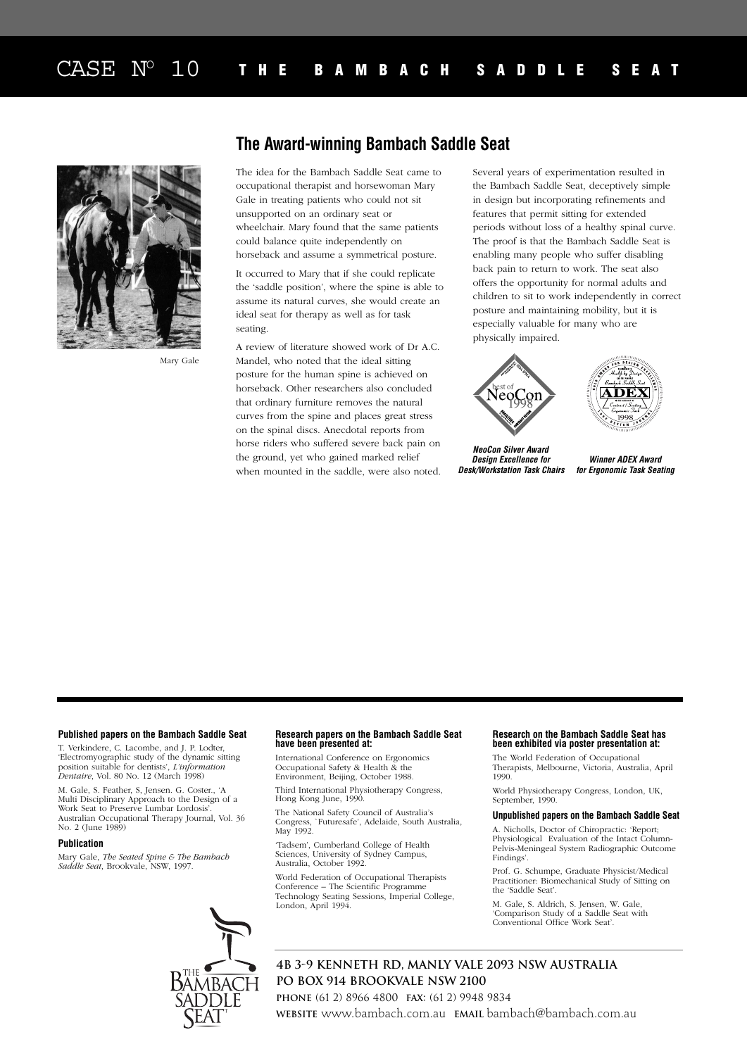# CASE N° 10 THE BAMBACH SADDLE SEAT

## The Award-winning Bambach Saddle Seat

Mary Gale

The idea for the Bambach Saddle Seat came to occupational therapist and horsewoman Mary Gale in treating patients who could not sit unsupported on an ordinary seat or wheelchair. Mary found that the same patients could balance quite independently on horseback and assume a symmetrical posture.

It occurred to Mary that if she could replicate the 'saddle position', where the spine is able to assume its natural curves, she would create an ideal seat for therapy as well as for task seating.

A review of literature showed work of Dr A.C. Mandel, who noted that the ideal sitting posture for the human spine is achieved on horseback. Other researchers also concluded that ordinary furniture removes the natural curves from the spine and places great stress on the spinal discs. Anecdotal reports from horse riders who suffered severe back pain on the ground, yet who gained marked relief when mounted in the saddle, were also noted.

Several years of experimentation resulted in the Bambach Saddle Seat, deceptively simple in design but incorporating refinements and features that permit sitting for extended periods without loss of a healthy spinal curve. The proof is that the Bambach Saddle Seat is enabling many people who suffer disabling back pain to return to work. The seat also offers the opportunity for normal adults and children to sit to work independently in correct posture and maintaining mobility, but it is especially valuable for many who are physically impaired.

***NeoCon Silver Award Design Excellence for Desk/Workstation Task Chairs***

***Winner ADEX Award for Ergonomic Task Seating***

#### Published papers on the Bambach Saddle Seat

T. Verkindere, C. Lacombe, and J. P. Lodter, 'Electromyographic study of the dynamic sitting position suitable for dentists', *L'information Dentaire*, Vol. 80 No. 12 (March 1998)

M. Gale, S. Feather, S, Jensen. G. Coster., 'A Multi Disciplinary Approach to the Design of a Work Seat to Preserve Lumbar Lordosis'. Australian Occupational Therapy Journal, Vol. 36 No. 2 (June 1989)

#### Publication

Mary Gale, *The Seated Spine & The Bambach Saddle Seat*, Brookvale, NSW, 1997.

#### Research papers on the Bambach Saddle Seat have been presented at:

International Conference on Ergonomics Occupational Safety & Health & the Environment, Beijing, October 1988.

Third International Physiotherapy Congress, Hong Kong June, 1990.

The National Safety Council of Australia's Congress, `Futuresafe', Adelaide, South Australia, May 1992.

'Tadsem', Cumberland College of Health Sciences, University of Sydney Campus, Australia, October 1992.

World Federation of Occupational Therapists Conference – The Scientific Programme Technology Seating Sessions, Imperial College, London, April 1994.

#### Research on the Bambach Saddle Seat has been exhibited via poster presentation at:

The World Federation of Occupational Therapists, Melbourne, Victoria, Australia, April 1990.

World Physiotherapy Congress, London, UK, September, 1990.

#### Unpublished papers on the Bambach Saddle Seat

A. Nicholls, Doctor of Chiropractic: 'Report; Physiological Evaluation of the Intact Column-Pelvis-Meningeal System Radiographic Outcome Findings'.

Prof. G. Schumpe, Graduate Physicist/Medical Practitioner: Biomechanical Study of Sitting on the 'Saddle Seat'.

M. Gale, S. Aldrich, S. Jensen, W. Gale, 'Comparison Study of a Saddle Seat with Conventional Office Work Seat'.

THE BAMBACH SADDLE SEAT

**4B 3-9 KENNETH RD, MANLY VALE 2093 NSW AUSTRALIA**
**PO BOX 914 BROOKVALE NSW 2100**
**PHONE** (61 2) 8966 4800 **FAX:** (61 2) 9948 9834
**WEBSITE** www.bambach.com.au **EMAIL** bambach@bambach.com.au